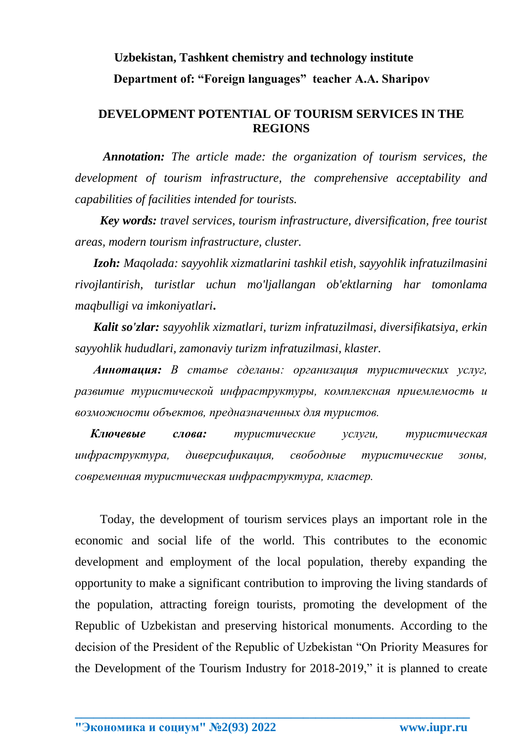**Uzbekistan, Tashkent chemistry and technology institute**

**Department of: "Foreign languages" teacher A.A. Sharipov**

# DEVELOPMENT POTENTIAL OF TOURISM SERVICES IN THE REGIONS

***Annotation:*** *The article made: the organization of tourism services, the development of tourism infrastructure, the comprehensive acceptability and capabilities of facilities intended for tourists.*

***Key words:*** *travel services, tourism infrastructure, diversification, free tourist areas, modern tourism infrastructure, cluster.*

***Izoh:*** *Maqolada: sayyohlik xizmatlarini tashkil etish, sayyohlik infratuzilmasini rivojlantirish, turistlar uchun mo'ljallangan ob'ektlarning har tomonlama maqbulligi va imkoniyatlari***.**

***Kalit so'zlar:*** *sayyohlik xizmatlari, turizm infratuzilmasi, diversifikatsiya, erkin sayyohlik hududlari, zamonaviy turizm infratuzilmasi, klaster.*

***Аннотация:*** *В статье сделаны: организация туристических услуг, развитие туристической инфраструктуры, комплексная приемлемость и возможности объектов, предназначенных для туристов.*

***Ключевые слова:*** *туристические услуги, туристическая инфраструктура, диверсификация, свободные туристические зоны, современная туристическая инфраструктура, кластер.*

Today, the development of tourism services plays an important role in the economic and social life of the world. This contributes to the economic development and employment of the local population, thereby expanding the opportunity to make a significant contribution to improving the living standards of the population, attracting foreign tourists, promoting the development of the Republic of Uzbekistan and preserving historical monuments. According to the decision of the President of the Republic of Uzbekistan "On Priority Measures for the Development of the Tourism Industry for 2018-2019," it is planned to create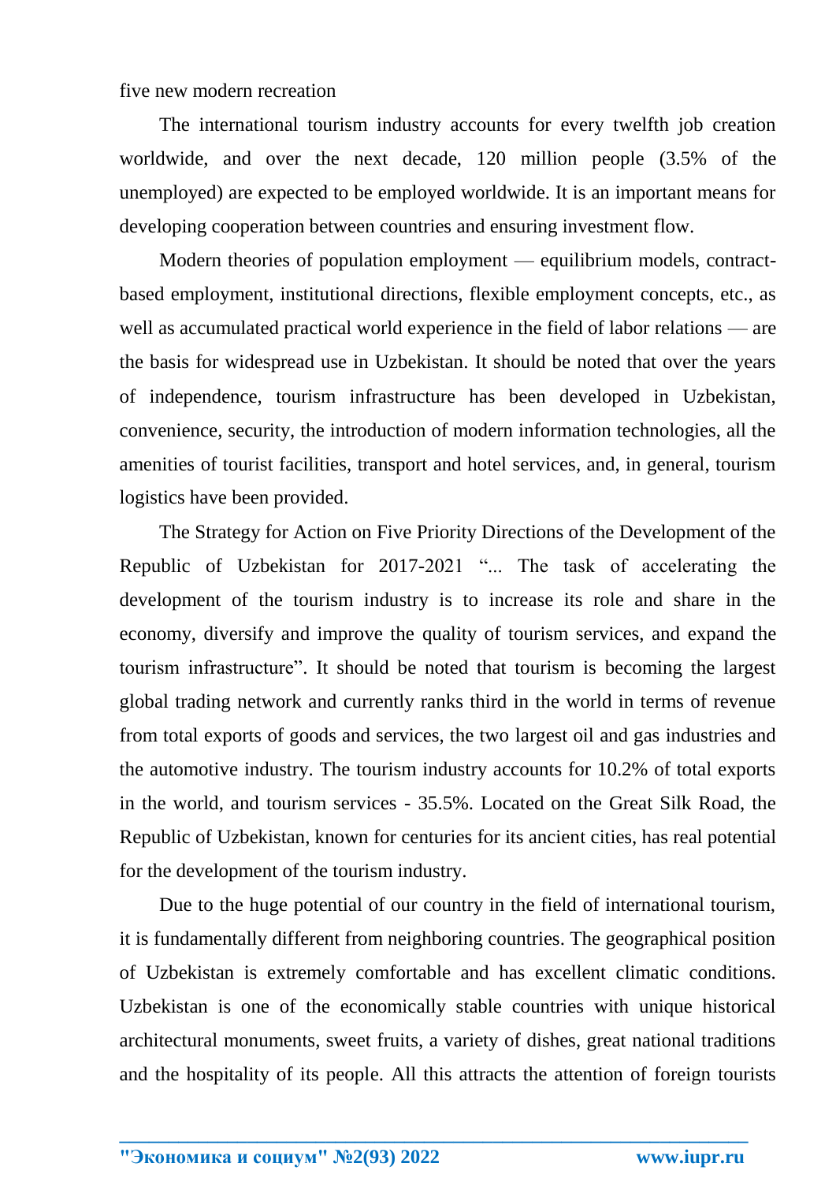five new modern recreation

The international tourism industry accounts for every twelfth job creation worldwide, and over the next decade, 120 million people (3.5% of the unemployed) are expected to be employed worldwide. It is an important means for developing cooperation between countries and ensuring investment flow.

Modern theories of population employment — equilibrium models, contract-based employment, institutional directions, flexible employment concepts, etc., as well as accumulated practical world experience in the field of labor relations — are the basis for widespread use in Uzbekistan. It should be noted that over the years of independence, tourism infrastructure has been developed in Uzbekistan, convenience, security, the introduction of modern information technologies, all the amenities of tourist facilities, transport and hotel services, and, in general, tourism logistics have been provided.

The Strategy for Action on Five Priority Directions of the Development of the Republic of Uzbekistan for 2017-2021 "... The task of accelerating the development of the tourism industry is to increase its role and share in the economy, diversify and improve the quality of tourism services, and expand the tourism infrastructure". It should be noted that tourism is becoming the largest global trading network and currently ranks third in the world in terms of revenue from total exports of goods and services, the two largest oil and gas industries and the automotive industry. The tourism industry accounts for 10.2% of total exports in the world, and tourism services - 35.5%. Located on the Great Silk Road, the Republic of Uzbekistan, known for centuries for its ancient cities, has real potential for the development of the tourism industry.

Due to the huge potential of our country in the field of international tourism, it is fundamentally different from neighboring countries. The geographical position of Uzbekistan is extremely comfortable and has excellent climatic conditions. Uzbekistan is one of the economically stable countries with unique historical architectural monuments, sweet fruits, a variety of dishes, great national traditions and the hospitality of its people. All this attracts the attention of foreign tourists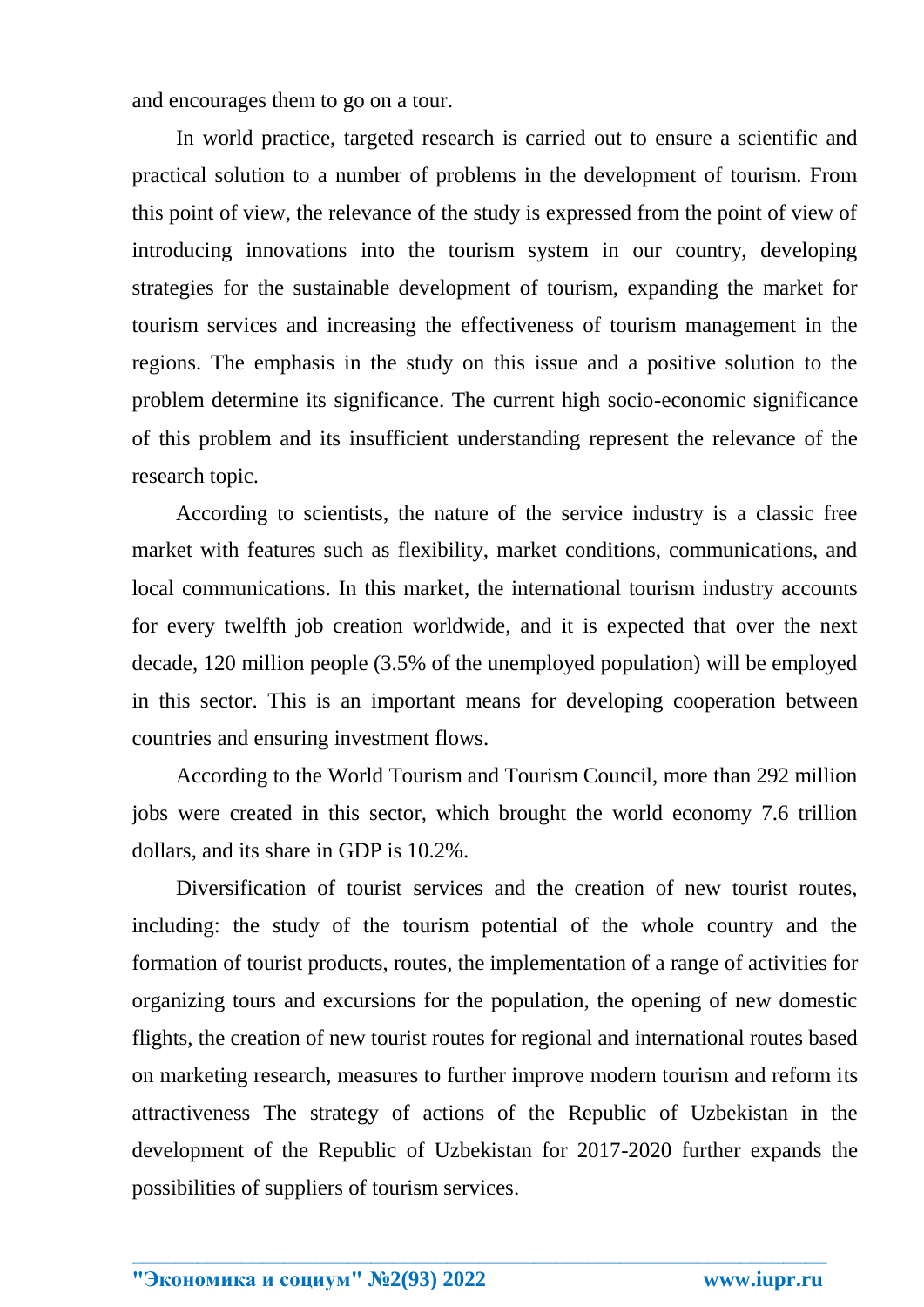and encourages them to go on a tour.

In world practice, targeted research is carried out to ensure a scientific and practical solution to a number of problems in the development of tourism. From this point of view, the relevance of the study is expressed from the point of view of introducing innovations into the tourism system in our country, developing strategies for the sustainable development of tourism, expanding the market for tourism services and increasing the effectiveness of tourism management in the regions. The emphasis in the study on this issue and a positive solution to the problem determine its significance. The current high socio-economic significance of this problem and its insufficient understanding represent the relevance of the research topic.

According to scientists, the nature of the service industry is a classic free market with features such as flexibility, market conditions, communications, and local communications. In this market, the international tourism industry accounts for every twelfth job creation worldwide, and it is expected that over the next decade, 120 million people (3.5% of the unemployed population) will be employed in this sector. This is an important means for developing cooperation between countries and ensuring investment flows.

According to the World Tourism and Tourism Council, more than 292 million jobs were created in this sector, which brought the world economy 7.6 trillion dollars, and its share in GDP is 10.2%.

Diversification of tourist services and the creation of new tourist routes, including: the study of the tourism potential of the whole country and the formation of tourist products, routes, the implementation of a range of activities for organizing tours and excursions for the population, the opening of new domestic flights, the creation of new tourist routes for regional and international routes based on marketing research, measures to further improve modern tourism and reform its attractiveness The strategy of actions of the Republic of Uzbekistan in the development of the Republic of Uzbekistan for 2017-2020 further expands the possibilities of suppliers of tourism services.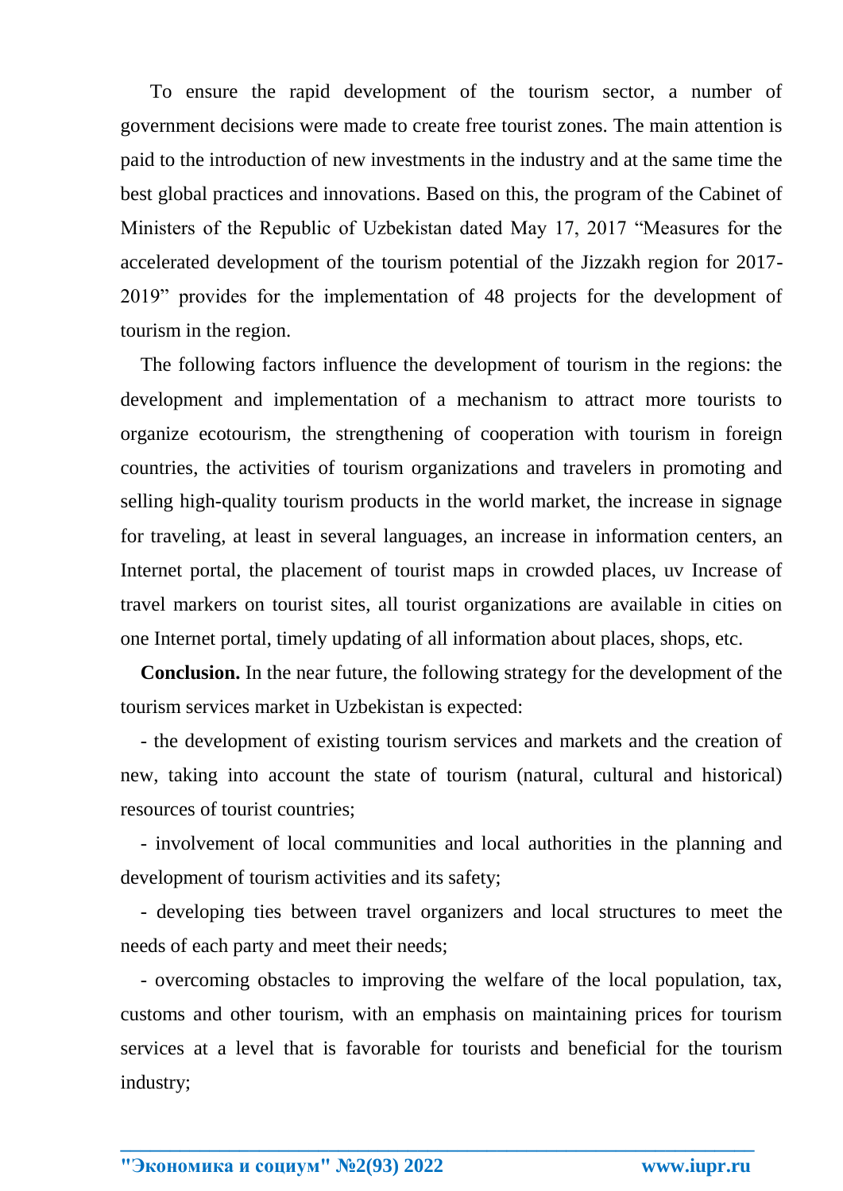To ensure the rapid development of the tourism sector, a number of government decisions were made to create free tourist zones. The main attention is paid to the introduction of new investments in the industry and at the same time the best global practices and innovations. Based on this, the program of the Cabinet of Ministers of the Republic of Uzbekistan dated May 17, 2017 "Measures for the accelerated development of the tourism potential of the Jizzakh region for 2017-2019" provides for the implementation of 48 projects for the development of tourism in the region.

The following factors influence the development of tourism in the regions: the development and implementation of a mechanism to attract more tourists to organize ecotourism, the strengthening of cooperation with tourism in foreign countries, the activities of tourism organizations and travelers in promoting and selling high-quality tourism products in the world market, the increase in signage for traveling, at least in several languages, an increase in information centers, an Internet portal, the placement of tourist maps in crowded places, uv Increase of travel markers on tourist sites, all tourist organizations are available in cities on one Internet portal, timely updating of all information about places, shops, etc.

**Conclusion.** In the near future, the following strategy for the development of the tourism services market in Uzbekistan is expected:

- the development of existing tourism services and markets and the creation of new, taking into account the state of tourism (natural, cultural and historical) resources of tourist countries;
- involvement of local communities and local authorities in the planning and development of tourism activities and its safety;
- developing ties between travel organizers and local structures to meet the needs of each party and meet their needs;
- overcoming obstacles to improving the welfare of the local population, tax, customs and other tourism, with an emphasis on maintaining prices for tourism services at a level that is favorable for tourists and beneficial for the tourism industry;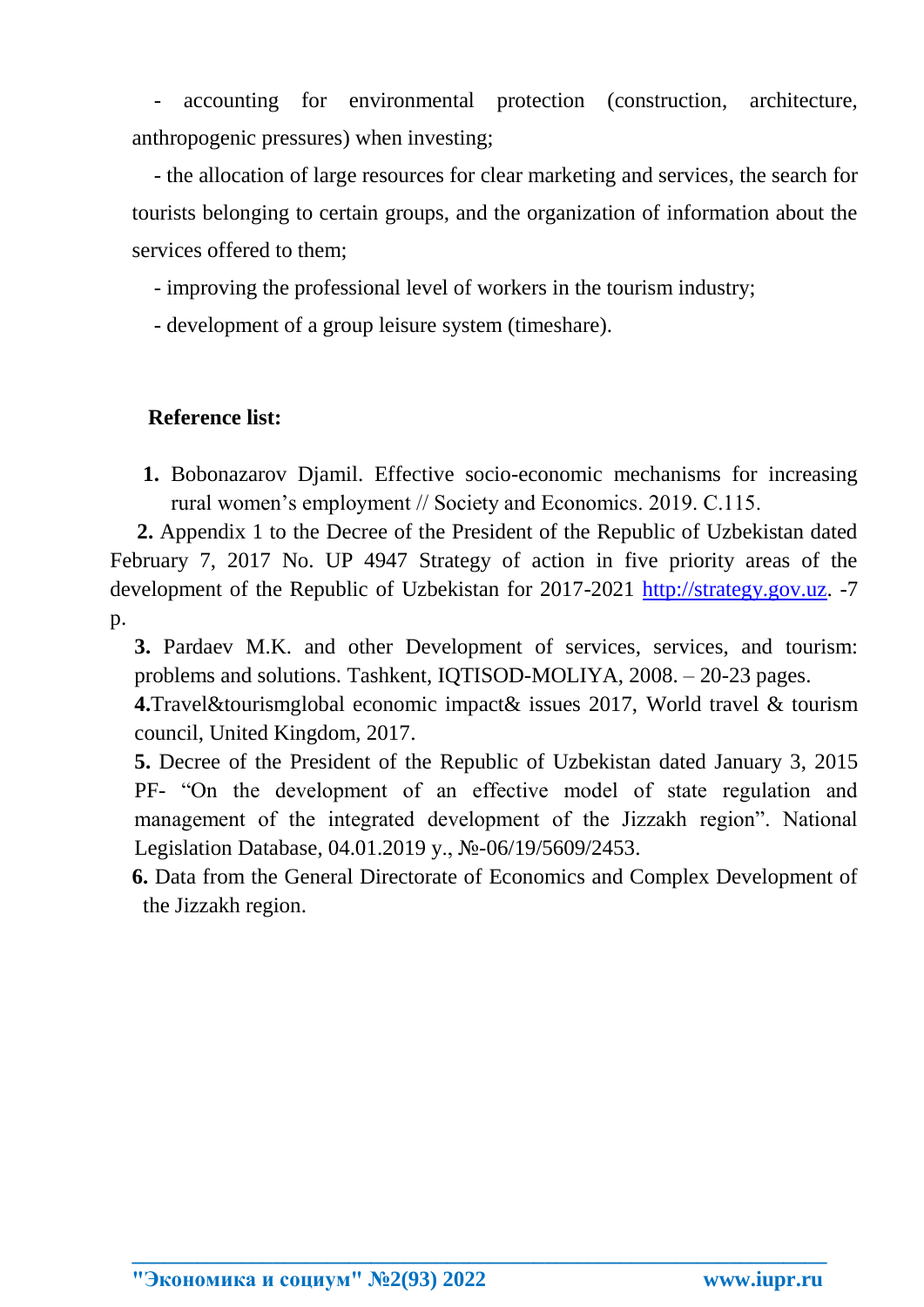- accounting for environmental protection (construction, architecture, anthropogenic pressures) when investing;

- the allocation of large resources for clear marketing and services, the search for tourists belonging to certain groups, and the organization of information about the services offered to them;

- improving the professional level of workers in the tourism industry;

- development of a group leisure system (timeshare).

**Reference list:**

1. Bobonazarov Djamil. Effective socio-economic mechanisms for increasing rural women's employment // Society and Economics. 2019. C.115.
2. Appendix 1 to the Decree of the President of the Republic of Uzbekistan dated February 7, 2017 No. UP 4947 Strategy of action in five priority areas of the development of the Republic of Uzbekistan for 2017-2021 http://strategy.gov.uz. -7 p.
3. Pardaev M.K. and other Development of services, services, and tourism: problems and solutions. Tashkent, IQTISOD-MOLIYA, 2008. – 20-23 pages.
4. Travel&tourismglobal economic impact& issues 2017, World travel & tourism council, United Kingdom, 2017.
5. Decree of the President of the Republic of Uzbekistan dated January 3, 2015 PF- "On the development of an effective model of state regulation and management of the integrated development of the Jizzakh region". National Legislation Database, 04.01.2019 y., №-06/19/5609/2453.
6. Data from the General Directorate of Economics and Complex Development of the Jizzakh region.